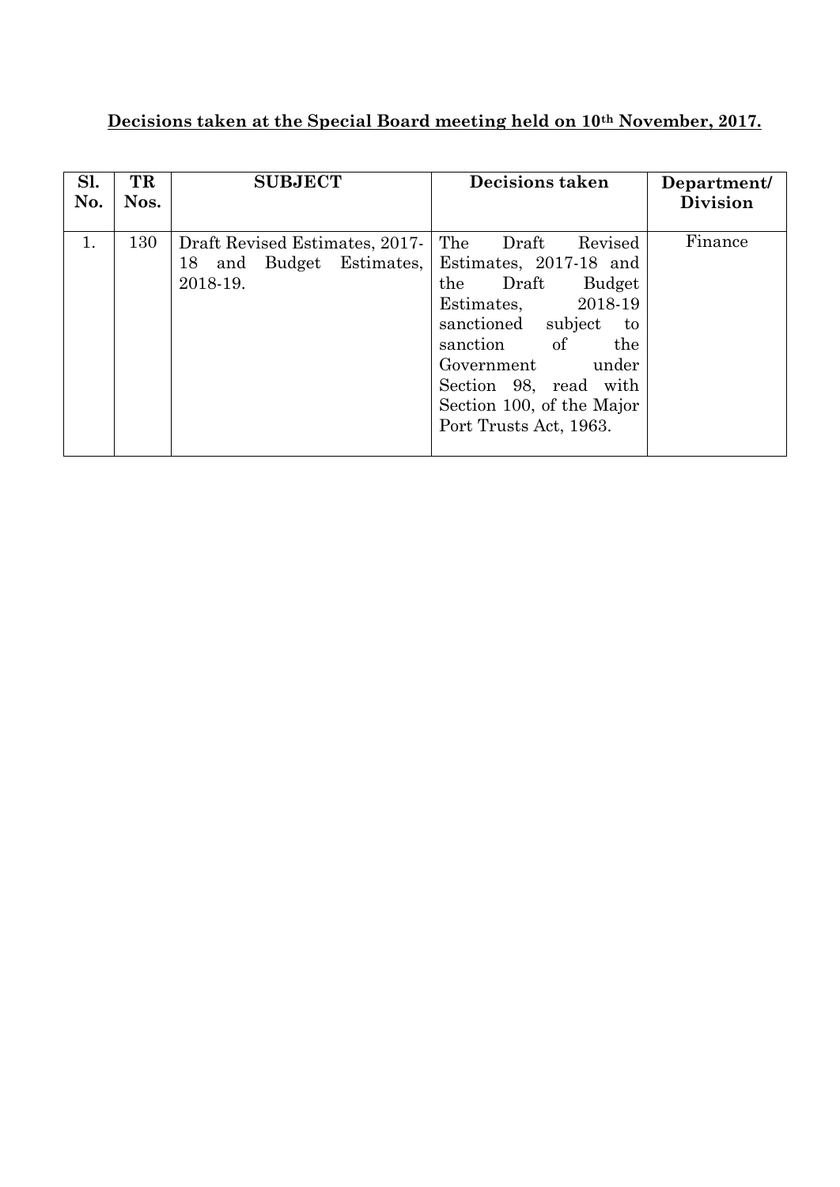**Decisions taken at the Special Board meeting held on 10th November, 2017.**

| Sl. No. | TR Nos. | SUBJECT | Decisions taken | Department/ Division |
|---|---|---|---|---|
| 1. | 130 | Draft Revised Estimates, 2017-18 and Budget Estimates, 2018-19. | The Draft Revised Estimates, 2017-18 and the Draft Budget Estimates, 2018-19 sanctioned subject to sanction of the Government under Section 98, read with Section 100, of the Major Port Trusts Act, 1963. | Finance |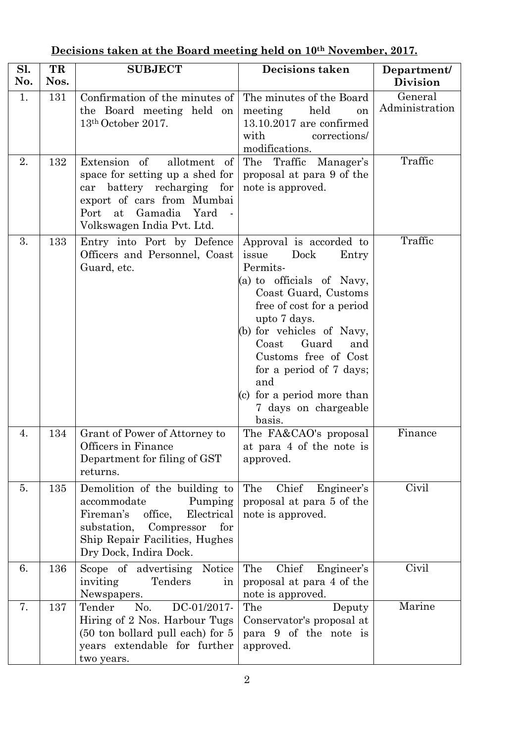**Decisions taken at the Board meeting held on 10th November, 2017.**

| Sl. No. | TR Nos. | SUBJECT | Decisions taken | Department/ Division |
|---|---|---|---|---|
| 1. | 131 | Confirmation of the minutes of the Board meeting held on 13th October 2017. | The minutes of the Board meeting held on 13.10.2017 are confirmed with corrections/ modifications. | General Administration |
| 2. | 132 | Extension of allotment of space for setting up a shed for car battery recharging for export of cars from Mumbai Port at Gamadia Yard - Volkswagen India Pvt. Ltd. | The Traffic Manager's proposal at para 9 of the note is approved. | Traffic |
| 3. | 133 | Entry into Port by Defence Officers and Personnel, Coast Guard, etc. | Approval is accorded to issue Dock Entry Permits- (a) to officials of Navy, Coast Guard, Customs free of cost for a period upto 7 days. (b) for vehicles of Navy, Coast Guard and Customs free of Cost for a period of 7 days; and (c) for a period more than 7 days on chargeable basis. | Traffic |
| 4. | 134 | Grant of Power of Attorney to Officers in Finance Department for filing of GST returns. | The FA&CAO's proposal at para 4 of the note is approved. | Finance |
| 5. | 135 | Demolition of the building to accommodate Pumping Fireman's office, Electrical substation, Compressor for Ship Repair Facilities, Hughes Dry Dock, Indira Dock. | The Chief Engineer's proposal at para 5 of the note is approved. | Civil |
| 6. | 136 | Scope of advertising Notice inviting Tenders in Newspapers. | The Chief Engineer's proposal at para 4 of the note is approved. | Civil |
| 7. | 137 | Tender No. DC-01/2017- Hiring of 2 Nos. Harbour Tugs (50 ton bollard pull each) for 5 years extendable for further two years. | The Deputy Conservator's proposal at para 9 of the note is approved. | Marine |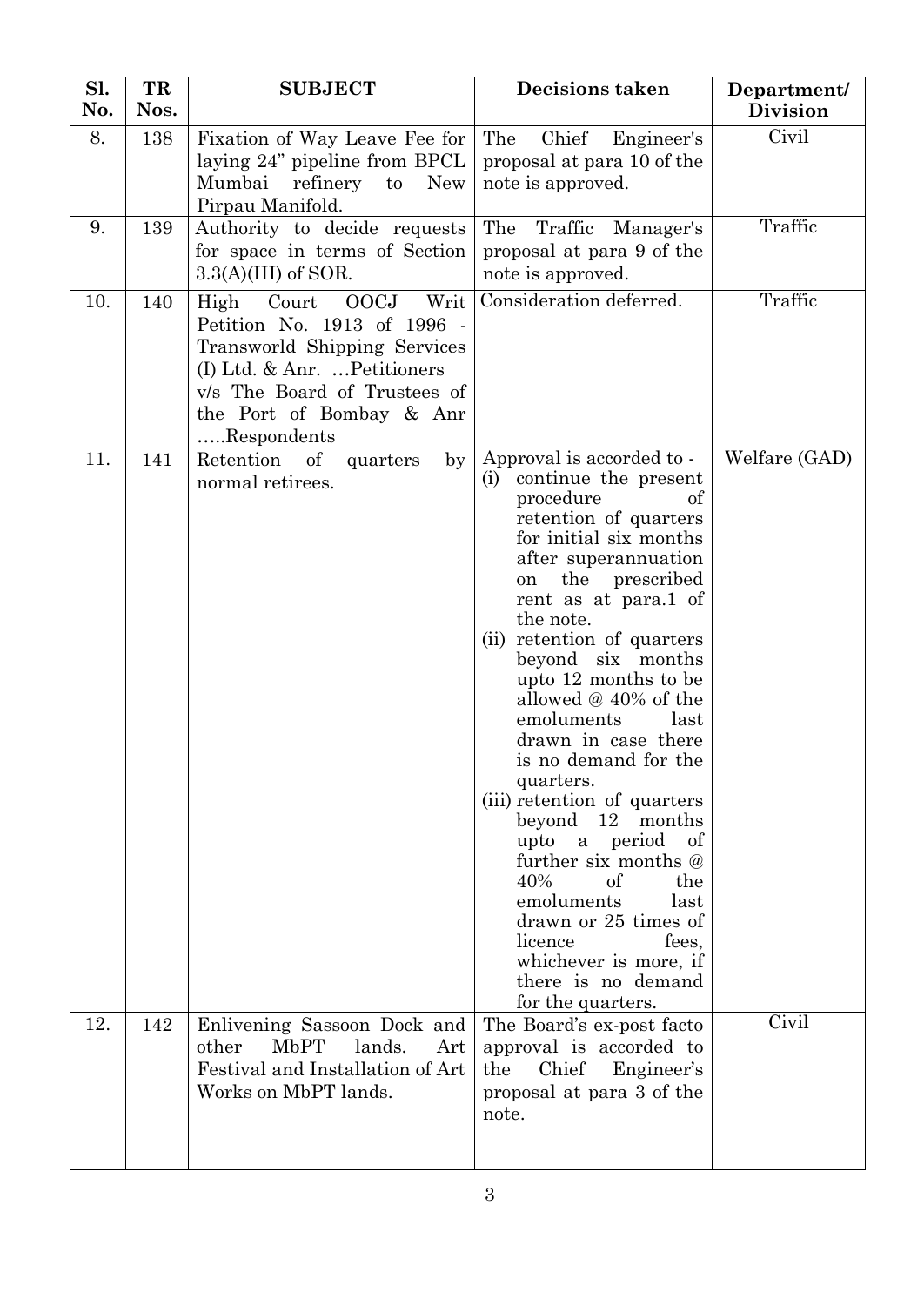| Sl. No. | TR Nos. | SUBJECT | Decisions taken | Department/ Division |
|---|---|---|---|---|
| 8. | 138 | Fixation of Way Leave Fee for laying 24" pipeline from BPCL Mumbai refinery to New Pirpau Manifold. | The Chief Engineer's proposal at para 10 of the note is approved. | Civil |
| 9. | 139 | Authority to decide requests for space in terms of Section 3.3(A)(III) of SOR. | The Traffic Manager's proposal at para 9 of the note is approved. | Traffic |
| 10. | 140 | High Court OOCJ Writ Petition No. 1913 of 1996 - Transworld Shipping Services (I) Ltd. & Anr. …Petitioners v/s The Board of Trustees of the Port of Bombay & Anr …..Respondents | Consideration deferred. | Traffic |
| 11. | 141 | Retention of quarters by normal retirees. | Approval is accorded to - (i) continue the present procedure of retention of quarters for initial six months after superannuation on the prescribed rent as at para.1 of the note. (ii) retention of quarters beyond six months upto 12 months to be allowed @ 40% of the emoluments last drawn in case there is no demand for the quarters. (iii) retention of quarters beyond 12 months upto a period of further six months @ 40% of the emoluments last drawn or 25 times of licence fees, whichever is more, if there is no demand for the quarters. | Welfare (GAD) |
| 12. | 142 | Enlivening Sassoon Dock and other MbPT lands. Art Festival and Installation of Art Works on MbPT lands. | The Board's ex-post facto approval is accorded to the Chief Engineer's proposal at para 3 of the note. | Civil |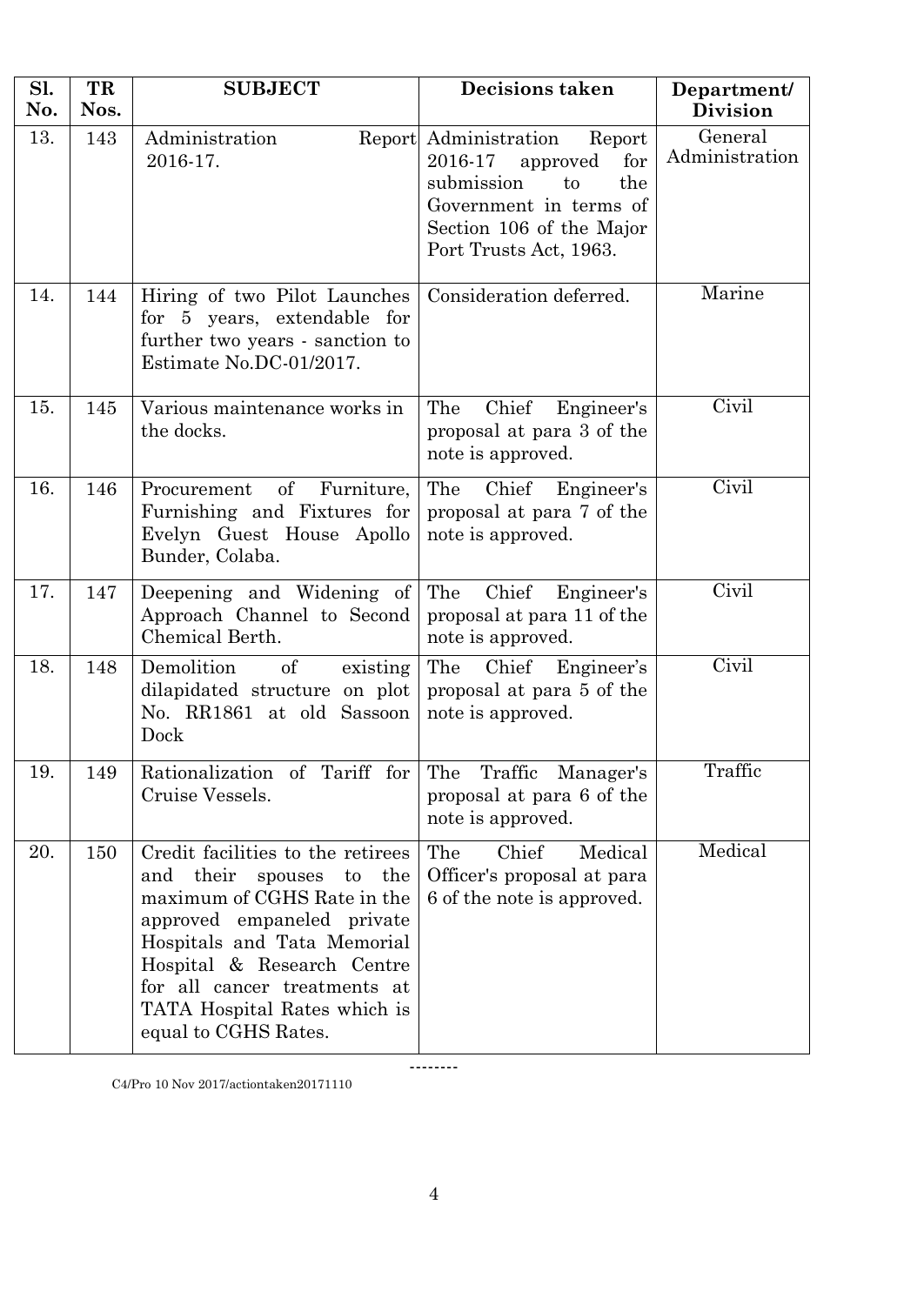| Sl. No. | TR Nos. | SUBJECT | Decisions taken | Department/ Division |
|---|---|---|---|---|
| 13. | 143 | Administration Report 2016-17. | Administration Report 2016-17 approved for submission to the Government in terms of Section 106 of the Major Port Trusts Act, 1963. | General Administration |
| 14. | 144 | Hiring of two Pilot Launches for 5 years, extendable for further two years - sanction to Estimate No.DC-01/2017. | Consideration deferred. | Marine |
| 15. | 145 | Various maintenance works in the docks. | The Chief Engineer's proposal at para 3 of the note is approved. | Civil |
| 16. | 146 | Procurement of Furniture, Furnishing and Fixtures for Evelyn Guest House Apollo Bunder, Colaba. | The Chief Engineer's proposal at para 7 of the note is approved. | Civil |
| 17. | 147 | Deepening and Widening of Approach Channel to Second Chemical Berth. | The Chief Engineer's proposal at para 11 of the note is approved. | Civil |
| 18. | 148 | Demolition of existing dilapidated structure on plot No. RR1861 at old Sassoon Dock | The Chief Engineer's proposal at para 5 of the note is approved. | Civil |
| 19. | 149 | Rationalization of Tariff for Cruise Vessels. | The Traffic Manager's proposal at para 6 of the note is approved. | Traffic |
| 20. | 150 | Credit facilities to the retirees and their spouses to the maximum of CGHS Rate in the approved empaneled private Hospitals and Tata Memorial Hospital & Research Centre for all cancer treatments at TATA Hospital Rates which is equal to CGHS Rates. | The Chief Medical Officer's proposal at para 6 of the note is approved. | Medical |

--------

C4/Pro 10 Nov 2017/actiontaken20171110